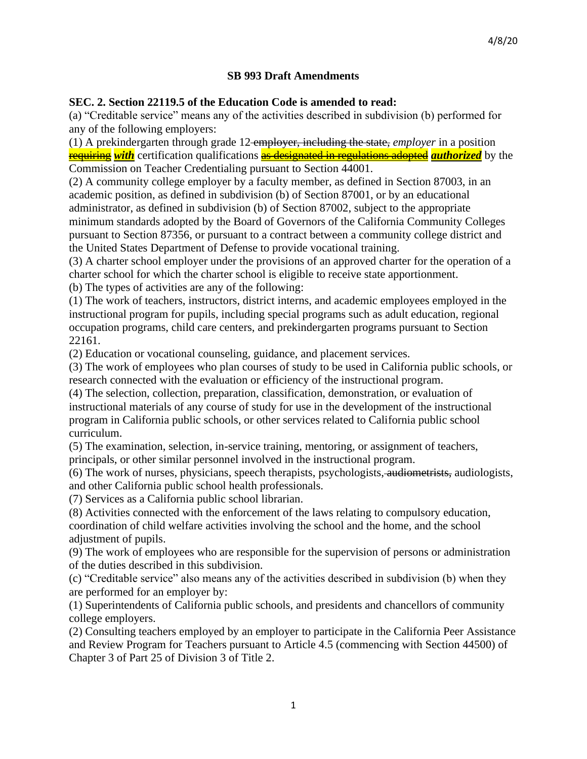4/8/20

**SB 993 Draft Amendments**

**SEC. 2. Section 22119.5 of the Education Code is amended to read:**

(a) "Creditable service" means any of the activities described in subdivision (b) performed for any of the following employers:

(1) A prekindergarten through grade 12 ~~employer, including the state,~~ *employer* in a position ~~requiring~~ ***with*** certification qualifications ~~as designated in regulations adopted~~ ***authorized*** by the Commission on Teacher Credentialing pursuant to Section 44001.

(2) A community college employer by a faculty member, as defined in Section 87003, in an academic position, as defined in subdivision (b) of Section 87001, or by an educational administrator, as defined in subdivision (b) of Section 87002, subject to the appropriate minimum standards adopted by the Board of Governors of the California Community Colleges pursuant to Section 87356, or pursuant to a contract between a community college district and the United States Department of Defense to provide vocational training.

(3) A charter school employer under the provisions of an approved charter for the operation of a charter school for which the charter school is eligible to receive state apportionment.

(b) The types of activities are any of the following:

(1) The work of teachers, instructors, district interns, and academic employees employed in the instructional program for pupils, including special programs such as adult education, regional occupation programs, child care centers, and prekindergarten programs pursuant to Section 22161.

(2) Education or vocational counseling, guidance, and placement services.

(3) The work of employees who plan courses of study to be used in California public schools, or research connected with the evaluation or efficiency of the instructional program.

(4) The selection, collection, preparation, classification, demonstration, or evaluation of instructional materials of any course of study for use in the development of the instructional program in California public schools, or other services related to California public school curriculum.

(5) The examination, selection, in-service training, mentoring, or assignment of teachers, principals, or other similar personnel involved in the instructional program.

(6) The work of nurses, physicians, speech therapists, psychologists, ~~audiometrists,~~ audiologists, and other California public school health professionals.

(7) Services as a California public school librarian.

(8) Activities connected with the enforcement of the laws relating to compulsory education, coordination of child welfare activities involving the school and the home, and the school adjustment of pupils.

(9) The work of employees who are responsible for the supervision of persons or administration of the duties described in this subdivision.

(c) "Creditable service" also means any of the activities described in subdivision (b) when they are performed for an employer by:

(1) Superintendents of California public schools, and presidents and chancellors of community college employers.

(2) Consulting teachers employed by an employer to participate in the California Peer Assistance and Review Program for Teachers pursuant to Article 4.5 (commencing with Section 44500) of Chapter 3 of Part 25 of Division 3 of Title 2.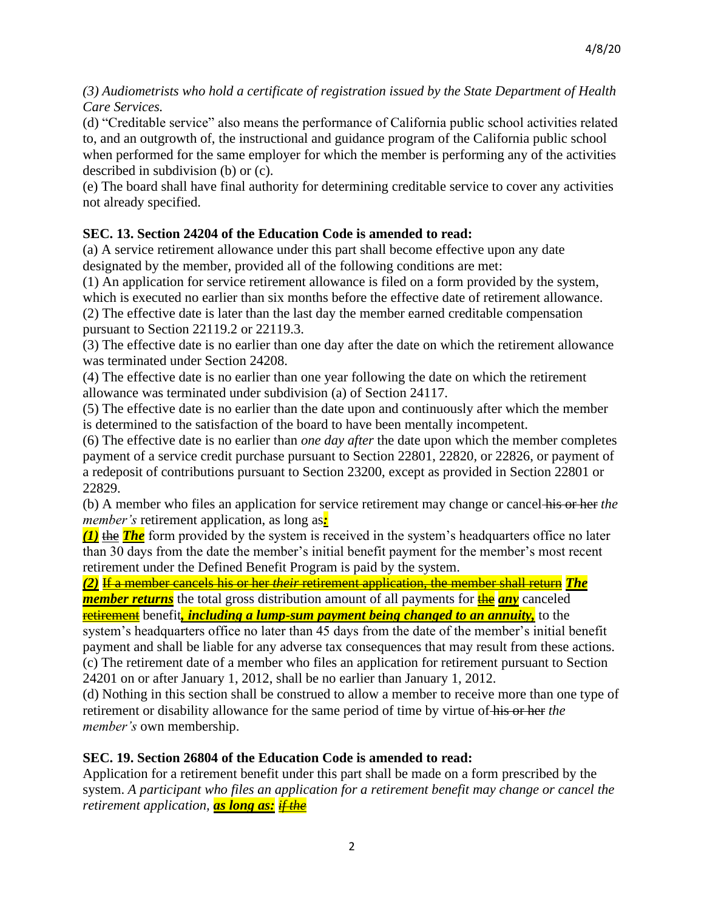*(3) Audiometrists who hold a certificate of registration issued by the State Department of Health Care Services.*

(d) "Creditable service" also means the performance of California public school activities related to, and an outgrowth of, the instructional and guidance program of the California public school when performed for the same employer for which the member is performing any of the activities described in subdivision (b) or (c).

(e) The board shall have final authority for determining creditable service to cover any activities not already specified.

**SEC. 13. Section 24204 of the Education Code is amended to read:**

(a) A service retirement allowance under this part shall become effective upon any date designated by the member, provided all of the following conditions are met:

(1) An application for service retirement allowance is filed on a form provided by the system, which is executed no earlier than six months before the effective date of retirement allowance.

(2) The effective date is later than the last day the member earned creditable compensation pursuant to Section 22119.2 or 22119.3.

(3) The effective date is no earlier than one day after the date on which the retirement allowance was terminated under Section 24208.

(4) The effective date is no earlier than one year following the date on which the retirement allowance was terminated under subdivision (a) of Section 24117.

(5) The effective date is no earlier than the date upon and continuously after which the member is determined to the satisfaction of the board to have been mentally incompetent.

(6) The effective date is no earlier than *one day after* the date upon which the member completes payment of a service credit purchase pursuant to Section 22801, 22820, or 22826, or payment of a redeposit of contributions pursuant to Section 23200, except as provided in Section 22801 or 22829.

(b) A member who files an application for service retirement may change or cancel ~~his or her~~ *the member's* retirement application, as long as***:***

***(1)*** ~~the~~ ***The*** form provided by the system is received in the system's headquarters office no later than 30 days from the date the member's initial benefit payment for the member's most recent retirement under the Defined Benefit Program is paid by the system.

***(2)*** ~~If a member cancels his or her *their* retirement application, the member shall return~~ ***The member returns*** the total gross distribution amount of all payments for ~~the~~ ***any*** canceled ~~retirement~~ benefit***, including a lump-sum payment being changed to an annuity,*** to the system's headquarters office no later than 45 days from the date of the member's initial benefit payment and shall be liable for any adverse tax consequences that may result from these actions.

(c) The retirement date of a member who files an application for retirement pursuant to Section 24201 on or after January 1, 2012, shall be no earlier than January 1, 2012.

(d) Nothing in this section shall be construed to allow a member to receive more than one type of retirement or disability allowance for the same period of time by virtue of ~~his or her~~ *the member's* own membership.

**SEC. 19. Section 26804 of the Education Code is amended to read:**

Application for a retirement benefit under this part shall be made on a form prescribed by the system. *A participant who files an application for a retirement benefit may change or cancel the retirement application,* ***as long as:*** ~~*if the*~~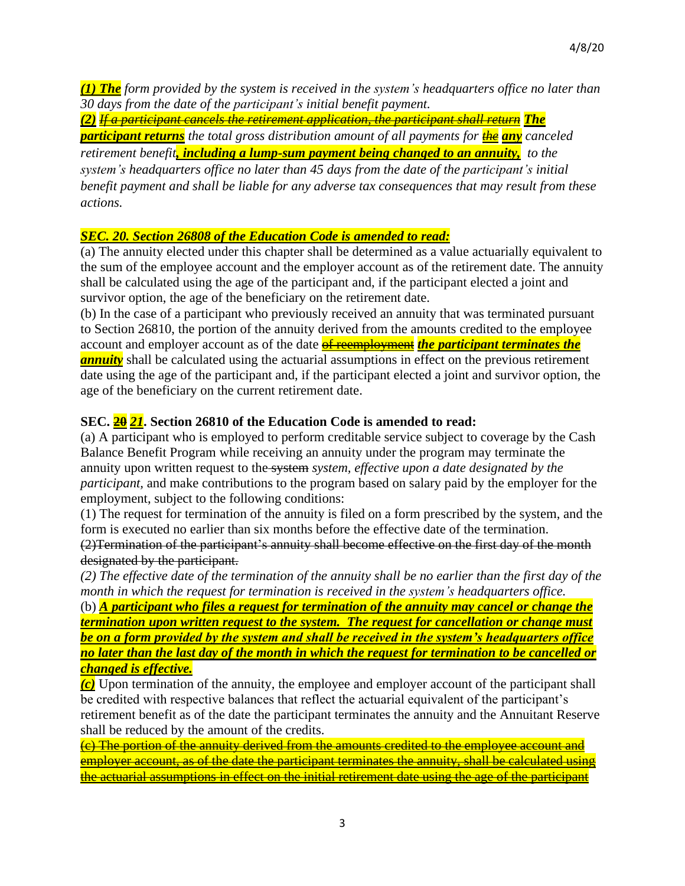***(1) The*** *form provided by the system is received in the system's headquarters office no later than 30 days from the date of the participant's initial benefit payment.*

***(2)*** ~~*If a participant cancels the retirement application, the participant shall return*~~ ***The participant returns*** *the total gross distribution amount of all payments for* ~~*the*~~ ***any*** *canceled retirement benefit****, including a lump-sum payment being changed to an annuity,*** *to the system's headquarters office no later than 45 days from the date of the participant's initial benefit payment and shall be liable for any adverse tax consequences that may result from these actions.*

***SEC. 20. Section 26808 of the Education Code is amended to read:***

(a) The annuity elected under this chapter shall be determined as a value actuarially equivalent to the sum of the employee account and the employer account as of the retirement date. The annuity shall be calculated using the age of the participant and, if the participant elected a joint and survivor option, the age of the beneficiary on the retirement date.

(b) In the case of a participant who previously received an annuity that was terminated pursuant to Section 26810, the portion of the annuity derived from the amounts credited to the employee account and employer account as of the date ~~of reemployment~~ ***the participant terminates the annuity*** shall be calculated using the actuarial assumptions in effect on the previous retirement date using the age of the participant and, if the participant elected a joint and survivor option, the age of the beneficiary on the current retirement date.

**SEC. ~~20~~ *21*. Section 26810 of the Education Code is amended to read:**

(a) A participant who is employed to perform creditable service subject to coverage by the Cash Balance Benefit Program while receiving an annuity under the program may terminate the annuity upon written request to the ~~system~~ *system, effective upon a date designated by the participant,* and make contributions to the program based on salary paid by the employer for the employment, subject to the following conditions:

(1) The request for termination of the annuity is filed on a form prescribed by the system, and the form is executed no earlier than six months before the effective date of the termination.

~~(2)Termination of the participant's annuity shall become effective on the first day of the month designated by the participant.~~

*(2) The effective date of the termination of the annuity shall be no earlier than the first day of the month in which the request for termination is received in the system's headquarters office.*

(b) ***A participant who files a request for termination of the annuity may cancel or change the termination upon written request to the system. The request for cancellation or change must be on a form provided by the system and shall be received in the system's headquarters office no later than the last day of the month in which the request for termination to be cancelled or changed is effective.***

***(c)*** Upon termination of the annuity, the employee and employer account of the participant shall be credited with respective balances that reflect the actuarial equivalent of the participant's retirement benefit as of the date the participant terminates the annuity and the Annuitant Reserve shall be reduced by the amount of the credits.

~~(c) The portion of the annuity derived from the amounts credited to the employee account and employer account, as of the date the participant terminates the annuity, shall be calculated using the actuarial assumptions in effect on the initial retirement date using the age of the participant~~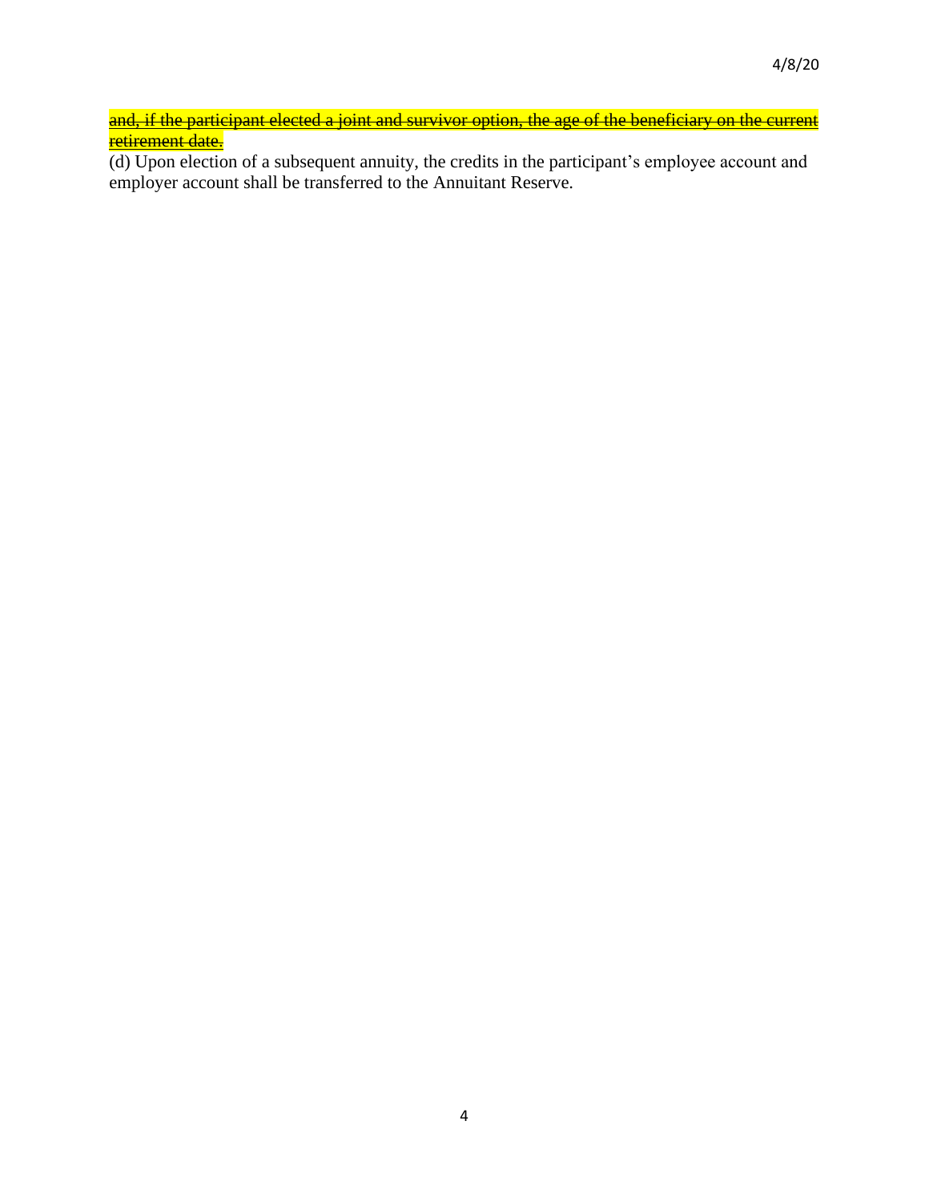~~and, if the participant elected a joint and survivor option, the age of the beneficiary on the current retirement date.~~

(d) Upon election of a subsequent annuity, the credits in the participant's employee account and employer account shall be transferred to the Annuitant Reserve.